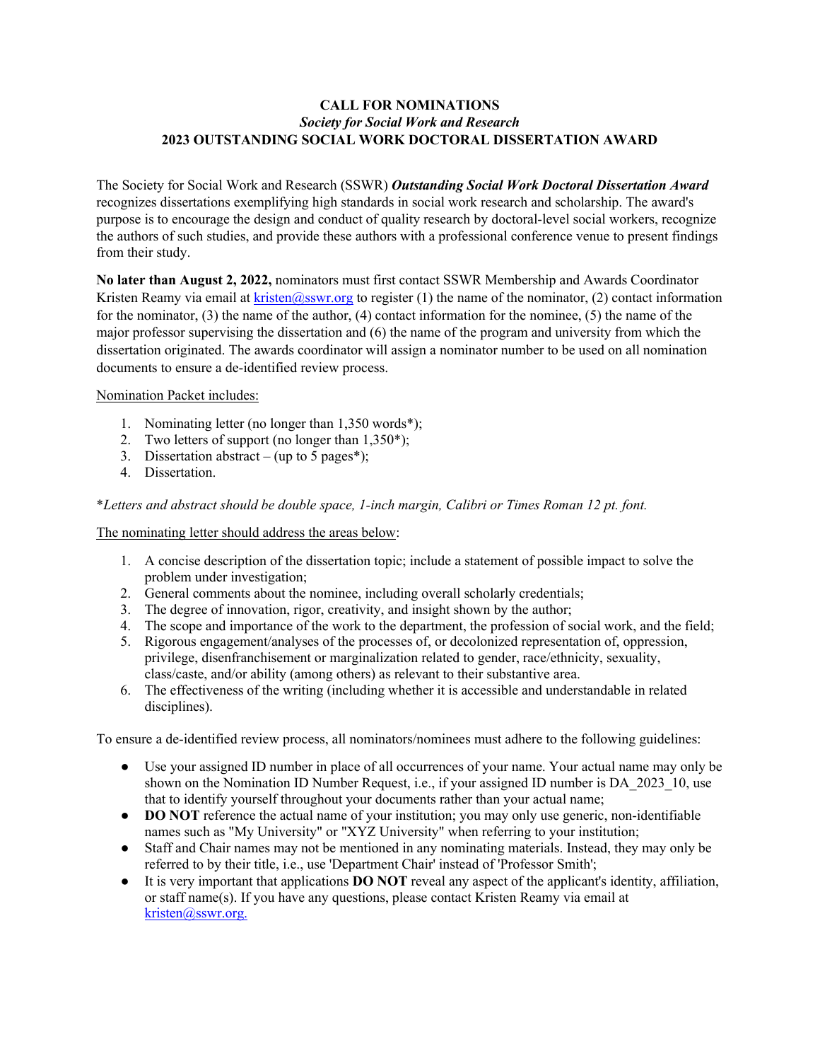# CALL FOR NOMINATIONS

## *Society for Social Work and Research*

## 2023 OUTSTANDING SOCIAL WORK DOCTORAL DISSERTATION AWARD

The Society for Social Work and Research (SSWR) ***Outstanding Social Work Doctoral Dissertation Award*** recognizes dissertations exemplifying high standards in social work research and scholarship. The award's purpose is to encourage the design and conduct of quality research by doctoral-level social workers, recognize the authors of such studies, and provide these authors with a professional conference venue to present findings from their study.

**No later than August 2, 2022,** nominators must first contact SSWR Membership and Awards Coordinator Kristen Reamy via email at kristen@sswr.org to register (1) the name of the nominator, (2) contact information for the nominator, (3) the name of the author, (4) contact information for the nominee, (5) the name of the major professor supervising the dissertation and (6) the name of the program and university from which the dissertation originated. The awards coordinator will assign a nominator number to be used on all nomination documents to ensure a de-identified review process.

Nomination Packet includes:

1. Nominating letter (no longer than 1,350 words*);
2. Two letters of support (no longer than 1,350*);
3. Dissertation abstract – (up to 5 pages*);
4. Dissertation.

**Letters and abstract should be double space, 1-inch margin, Calibri or Times Roman 12 pt. font.*

The nominating letter should address the areas below:

1. A concise description of the dissertation topic; include a statement of possible impact to solve the problem under investigation;
2. General comments about the nominee, including overall scholarly credentials;
3. The degree of innovation, rigor, creativity, and insight shown by the author;
4. The scope and importance of the work to the department, the profession of social work, and the field;
5. Rigorous engagement/analyses of the processes of, or decolonized representation of, oppression, privilege, disenfranchisement or marginalization related to gender, race/ethnicity, sexuality, class/caste, and/or ability (among others) as relevant to their substantive area.
6. The effectiveness of the writing (including whether it is accessible and understandable in related disciplines).

To ensure a de-identified review process, all nominators/nominees must adhere to the following guidelines:

- Use your assigned ID number in place of all occurrences of your name. Your actual name may only be shown on the Nomination ID Number Request, i.e., if your assigned ID number is DA_2023_10, use that to identify yourself throughout your documents rather than your actual name;
- **DO NOT** reference the actual name of your institution; you may only use generic, non-identifiable names such as "My University" or "XYZ University" when referring to your institution;
- Staff and Chair names may not be mentioned in any nominating materials. Instead, they may only be referred to by their title, i.e., use 'Department Chair' instead of 'Professor Smith';
- It is very important that applications **DO NOT** reveal any aspect of the applicant's identity, affiliation, or staff name(s). If you have any questions, please contact Kristen Reamy via email at kristen@sswr.org.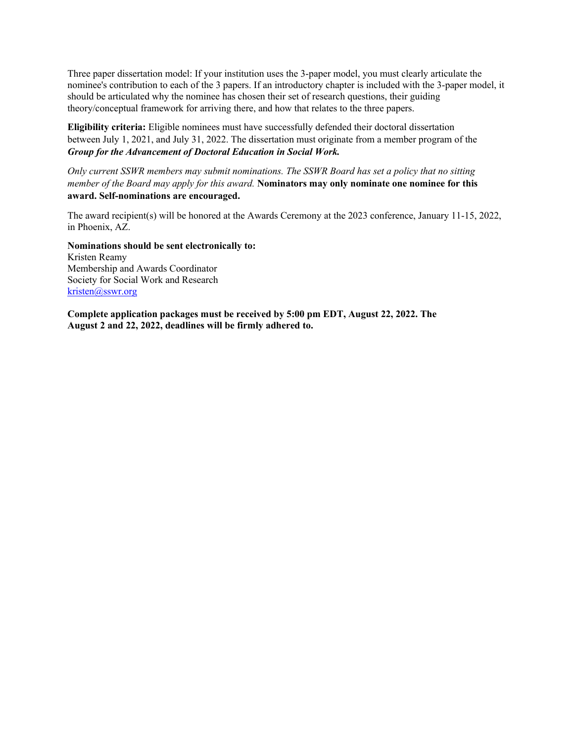Three paper dissertation model: If your institution uses the 3-paper model, you must clearly articulate the nominee's contribution to each of the 3 papers. If an introductory chapter is included with the 3-paper model, it should be articulated why the nominee has chosen their set of research questions, their guiding theory/conceptual framework for arriving there, and how that relates to the three papers.

**Eligibility criteria:** Eligible nominees must have successfully defended their doctoral dissertation between July 1, 2021, and July 31, 2022. The dissertation must originate from a member program of the ***Group for the Advancement of Doctoral Education in Social Work.***

*Only current SSWR members may submit nominations. The SSWR Board has set a policy that no sitting member of the Board may apply for this award.* **Nominators may only nominate one nominee for this award. Self-nominations are encouraged.**

The award recipient(s) will be honored at the Awards Ceremony at the 2023 conference, January 11-15, 2022, in Phoenix, AZ.

**Nominations should be sent electronically to:**
Kristen Reamy
Membership and Awards Coordinator
Society for Social Work and Research
kristen@sswr.org

**Complete application packages must be received by 5:00 pm EDT, August 22, 2022. The August 2 and 22, 2022, deadlines will be firmly adhered to.**